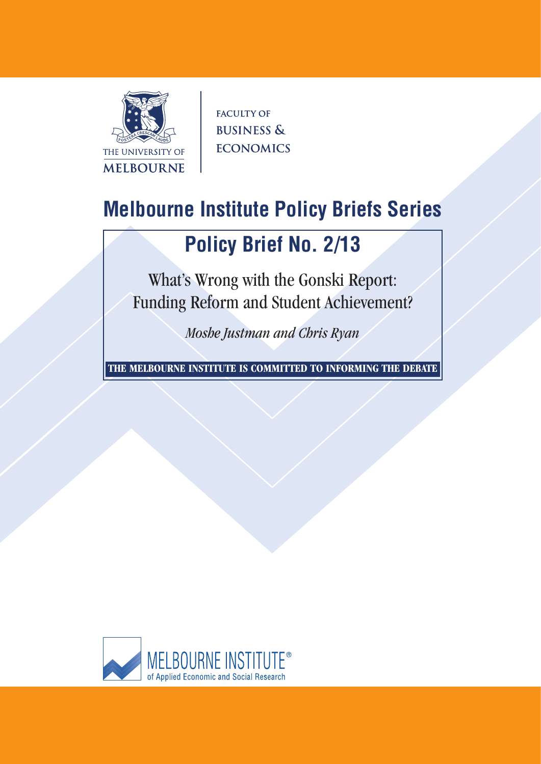THE UNIVERSITY OF MELBOURNE

FACULTY OF BUSINESS & ECONOMICS

# Melbourne Institute Policy Briefs Series

## Policy Brief No. 2/13

What's Wrong with the Gonski Report: Funding Reform and Student Achievement?

*Moshe Justman and Chris Ryan*

**THE MELBOURNE INSTITUTE IS COMMITTED TO INFORMING THE DEBATE**

MELBOURNE INSTITUTE® of Applied Economic and Social Research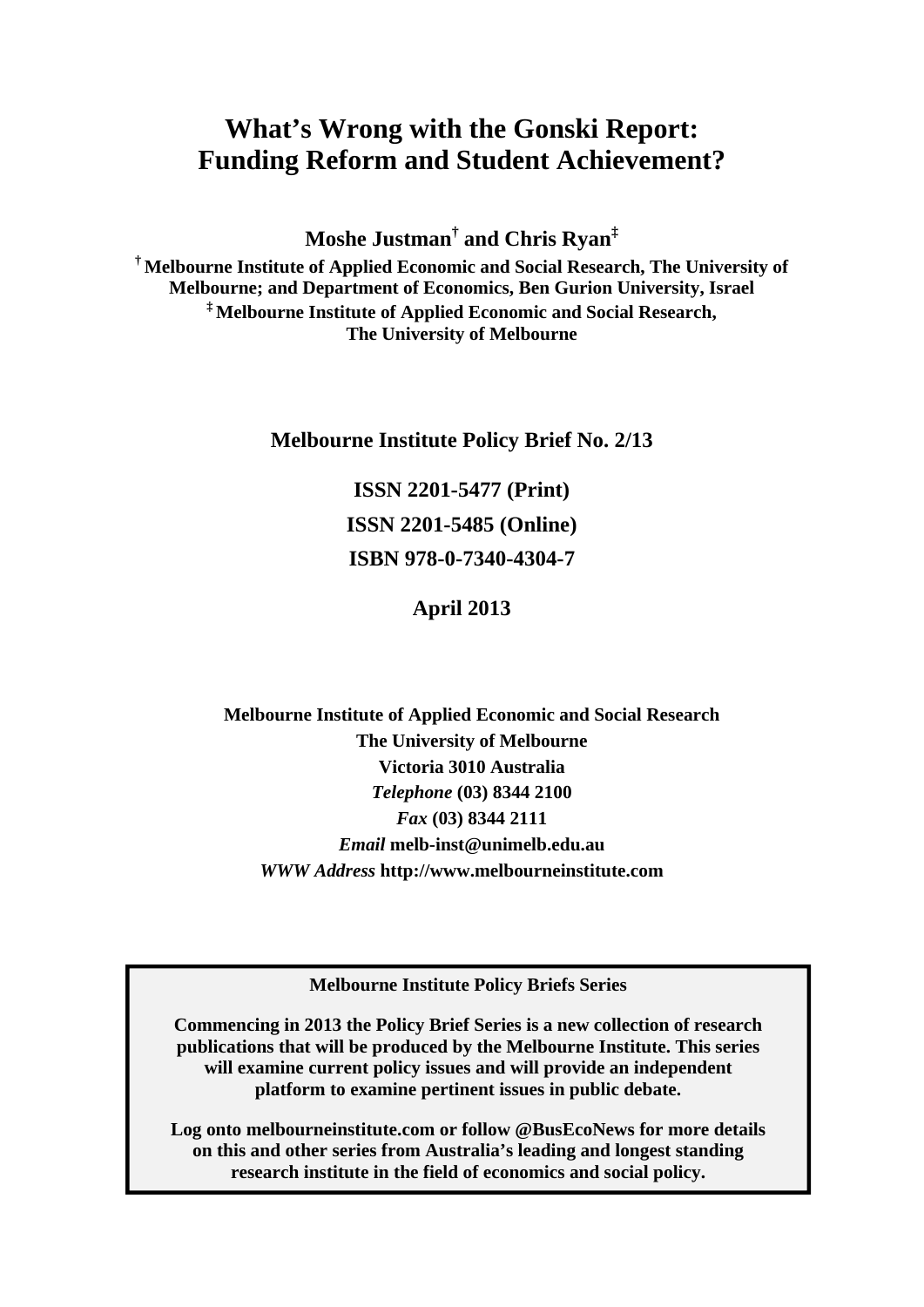# What's Wrong with the Gonski Report: Funding Reform and Student Achievement?

**Moshe Justman[†] and Chris Ryan[‡]**

**[†] Melbourne Institute of Applied Economic and Social Research, The University of Melbourne; and Department of Economics, Ben Gurion University, Israel**
**[‡] Melbourne Institute of Applied Economic and Social Research, The University of Melbourne**

**Melbourne Institute Policy Brief No. 2/13**

**ISSN 2201-5477 (Print)**

**ISSN 2201-5485 (Online)**

**ISBN 978-0-7340-4304-7**

**April 2013**

**Melbourne Institute of Applied Economic and Social Research**
**The University of Melbourne**
**Victoria 3010 Australia**
***Telephone* (03) 8344 2100**
***Fax* (03) 8344 2111**
***Email* melb-inst@unimelb.edu.au**
***WWW Address* http://www.melbourneinstitute.com**

**Melbourne Institute Policy Briefs Series**

**Commencing in 2013 the Policy Brief Series is a new collection of research publications that will be produced by the Melbourne Institute. This series will examine current policy issues and will provide an independent platform to examine pertinent issues in public debate.**

**Log onto melbourneinstitute.com or follow @BusEcoNews for more details on this and other series from Australia's leading and longest standing research institute in the field of economics and social policy.**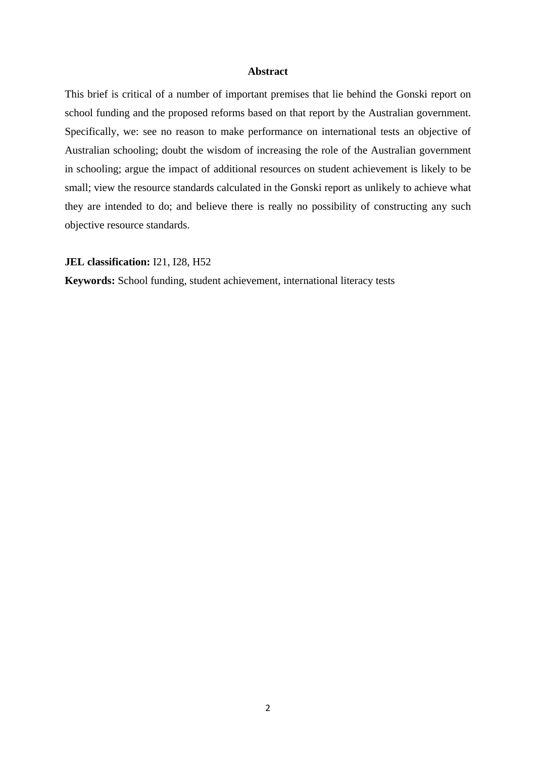## Abstract

This brief is critical of a number of important premises that lie behind the Gonski report on school funding and the proposed reforms based on that report by the Australian government. Specifically, we: see no reason to make performance on international tests an objective of Australian schooling; doubt the wisdom of increasing the role of the Australian government in schooling; argue the impact of additional resources on student achievement is likely to be small; view the resource standards calculated in the Gonski report as unlikely to achieve what they are intended to do; and believe there is really no possibility of constructing any such objective resource standards.

**JEL classification:** I21, I28, H52

**Keywords:** School funding, student achievement, international literacy tests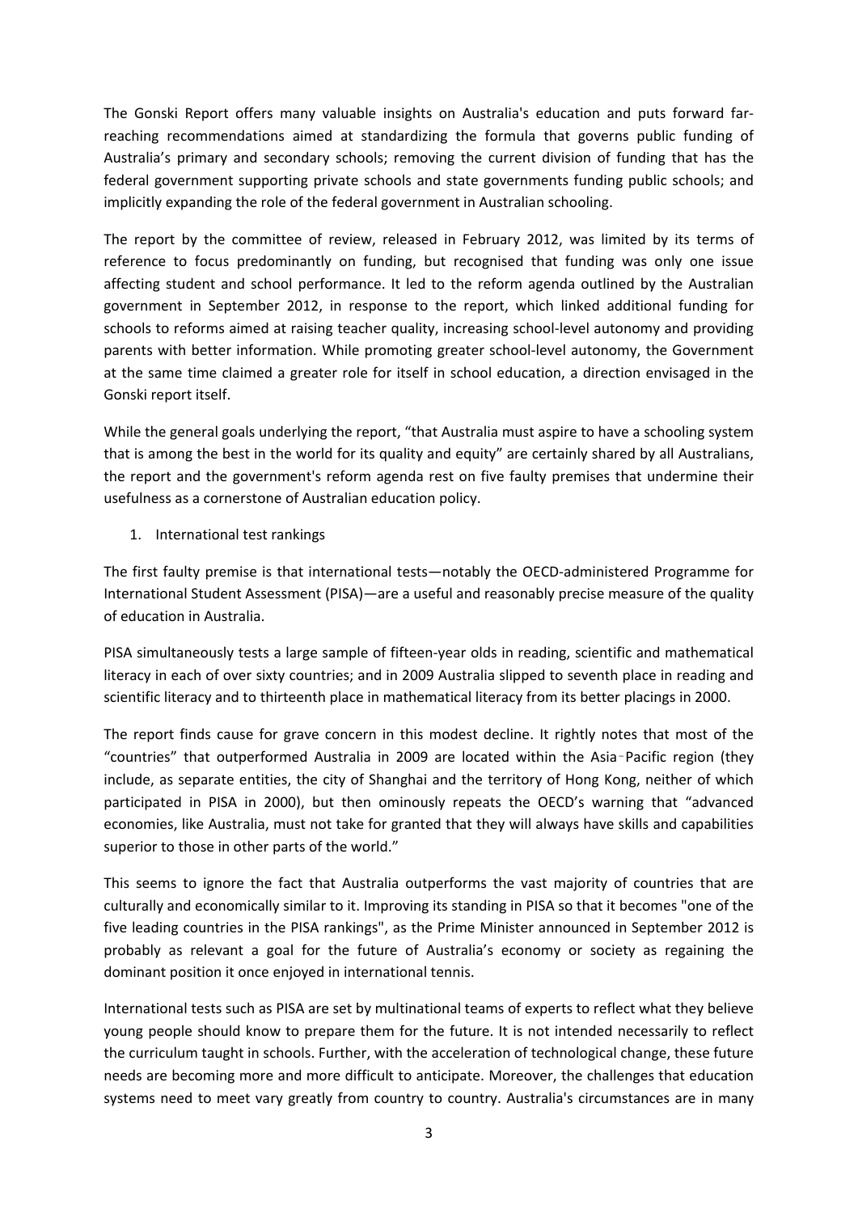The Gonski Report offers many valuable insights on Australia's education and puts forward far-reaching recommendations aimed at standardizing the formula that governs public funding of Australia's primary and secondary schools; removing the current division of funding that has the federal government supporting private schools and state governments funding public schools; and implicitly expanding the role of the federal government in Australian schooling.

The report by the committee of review, released in February 2012, was limited by its terms of reference to focus predominantly on funding, but recognised that funding was only one issue affecting student and school performance. It led to the reform agenda outlined by the Australian government in September 2012, in response to the report, which linked additional funding for schools to reforms aimed at raising teacher quality, increasing school-level autonomy and providing parents with better information. While promoting greater school-level autonomy, the Government at the same time claimed a greater role for itself in school education, a direction envisaged in the Gonski report itself.

While the general goals underlying the report, "that Australia must aspire to have a schooling system that is among the best in the world for its quality and equity" are certainly shared by all Australians, the report and the government's reform agenda rest on five faulty premises that undermine their usefulness as a cornerstone of Australian education policy.

1. International test rankings

The first faulty premise is that international tests—notably the OECD-administered Programme for International Student Assessment (PISA)—are a useful and reasonably precise measure of the quality of education in Australia.

PISA simultaneously tests a large sample of fifteen-year olds in reading, scientific and mathematical literacy in each of over sixty countries; and in 2009 Australia slipped to seventh place in reading and scientific literacy and to thirteenth place in mathematical literacy from its better placings in 2000.

The report finds cause for grave concern in this modest decline. It rightly notes that most of the "countries" that outperformed Australia in 2009 are located within the Asia‑Pacific region (they include, as separate entities, the city of Shanghai and the territory of Hong Kong, neither of which participated in PISA in 2000), but then ominously repeats the OECD's warning that "advanced economies, like Australia, must not take for granted that they will always have skills and capabilities superior to those in other parts of the world."

This seems to ignore the fact that Australia outperforms the vast majority of countries that are culturally and economically similar to it. Improving its standing in PISA so that it becomes "one of the five leading countries in the PISA rankings", as the Prime Minister announced in September 2012 is probably as relevant a goal for the future of Australia's economy or society as regaining the dominant position it once enjoyed in international tennis.

International tests such as PISA are set by multinational teams of experts to reflect what they believe young people should know to prepare them for the future. It is not intended necessarily to reflect the curriculum taught in schools. Further, with the acceleration of technological change, these future needs are becoming more and more difficult to anticipate. Moreover, the challenges that education systems need to meet vary greatly from country to country. Australia's circumstances are in many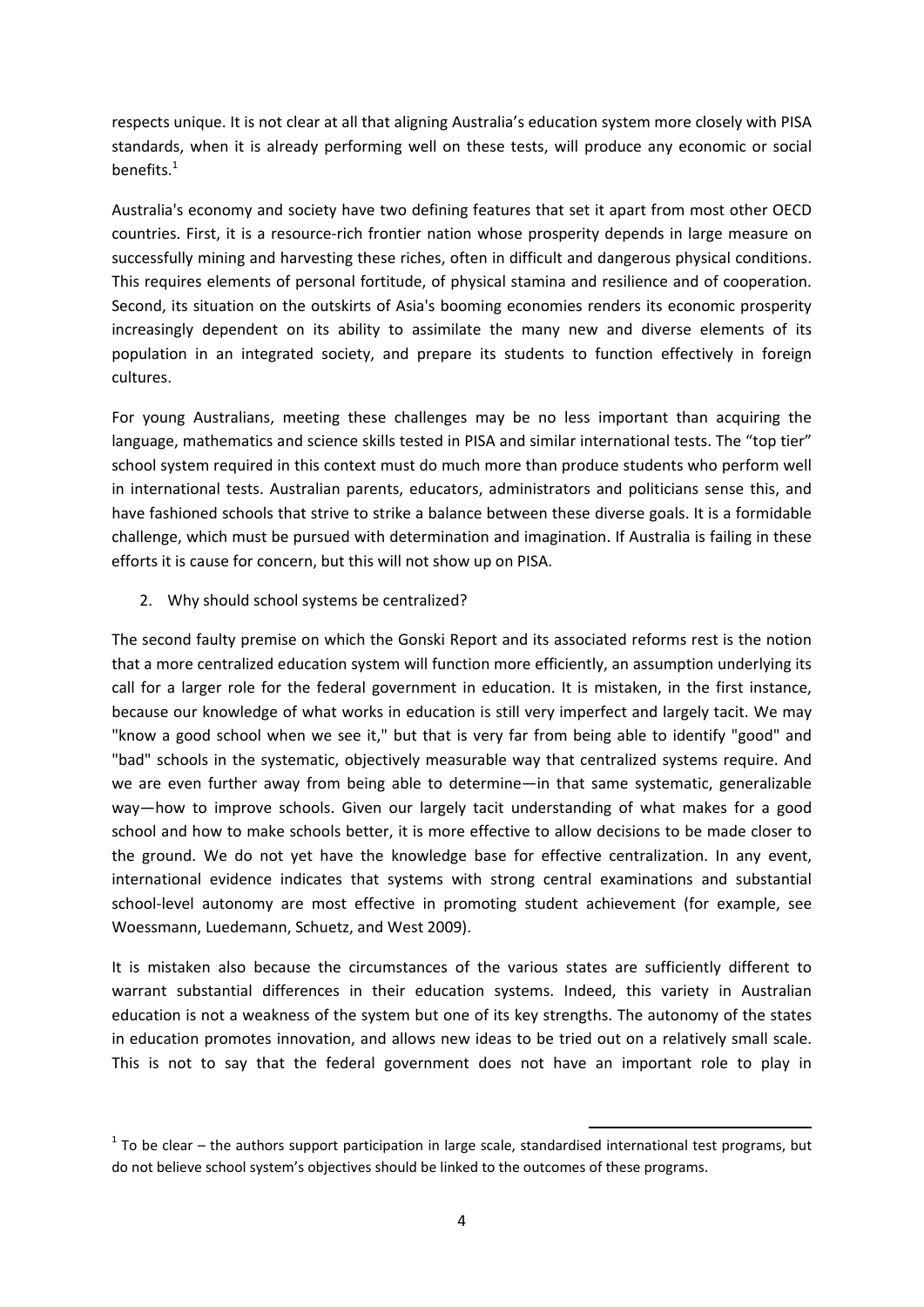respects unique. It is not clear at all that aligning Australia's education system more closely with PISA standards, when it is already performing well on these tests, will produce any economic or social benefits.[1]

Australia's economy and society have two defining features that set it apart from most other OECD countries. First, it is a resource-rich frontier nation whose prosperity depends in large measure on successfully mining and harvesting these riches, often in difficult and dangerous physical conditions. This requires elements of personal fortitude, of physical stamina and resilience and of cooperation. Second, its situation on the outskirts of Asia's booming economies renders its economic prosperity increasingly dependent on its ability to assimilate the many new and diverse elements of its population in an integrated society, and prepare its students to function effectively in foreign cultures.

For young Australians, meeting these challenges may be no less important than acquiring the language, mathematics and science skills tested in PISA and similar international tests. The "top tier" school system required in this context must do much more than produce students who perform well in international tests. Australian parents, educators, administrators and politicians sense this, and have fashioned schools that strive to strike a balance between these diverse goals. It is a formidable challenge, which must be pursued with determination and imagination. If Australia is failing in these efforts it is cause for concern, but this will not show up on PISA.

2. Why should school systems be centralized?

The second faulty premise on which the Gonski Report and its associated reforms rest is the notion that a more centralized education system will function more efficiently, an assumption underlying its call for a larger role for the federal government in education. It is mistaken, in the first instance, because our knowledge of what works in education is still very imperfect and largely tacit. We may "know a good school when we see it," but that is very far from being able to identify "good" and "bad" schools in the systematic, objectively measurable way that centralized systems require. And we are even further away from being able to determine—in that same systematic, generalizable way—how to improve schools. Given our largely tacit understanding of what makes for a good school and how to make schools better, it is more effective to allow decisions to be made closer to the ground. We do not yet have the knowledge base for effective centralization. In any event, international evidence indicates that systems with strong central examinations and substantial school-level autonomy are most effective in promoting student achievement (for example, see Woessmann, Luedemann, Schuetz, and West 2009).

It is mistaken also because the circumstances of the various states are sufficiently different to warrant substantial differences in their education systems. Indeed, this variety in Australian education is not a weakness of the system but one of its key strengths. The autonomy of the states in education promotes innovation, and allows new ideas to be tried out on a relatively small scale. This is not to say that the federal government does not have an important role to play in

[1] To be clear – the authors support participation in large scale, standardised international test programs, but do not believe school system's objectives should be linked to the outcomes of these programs.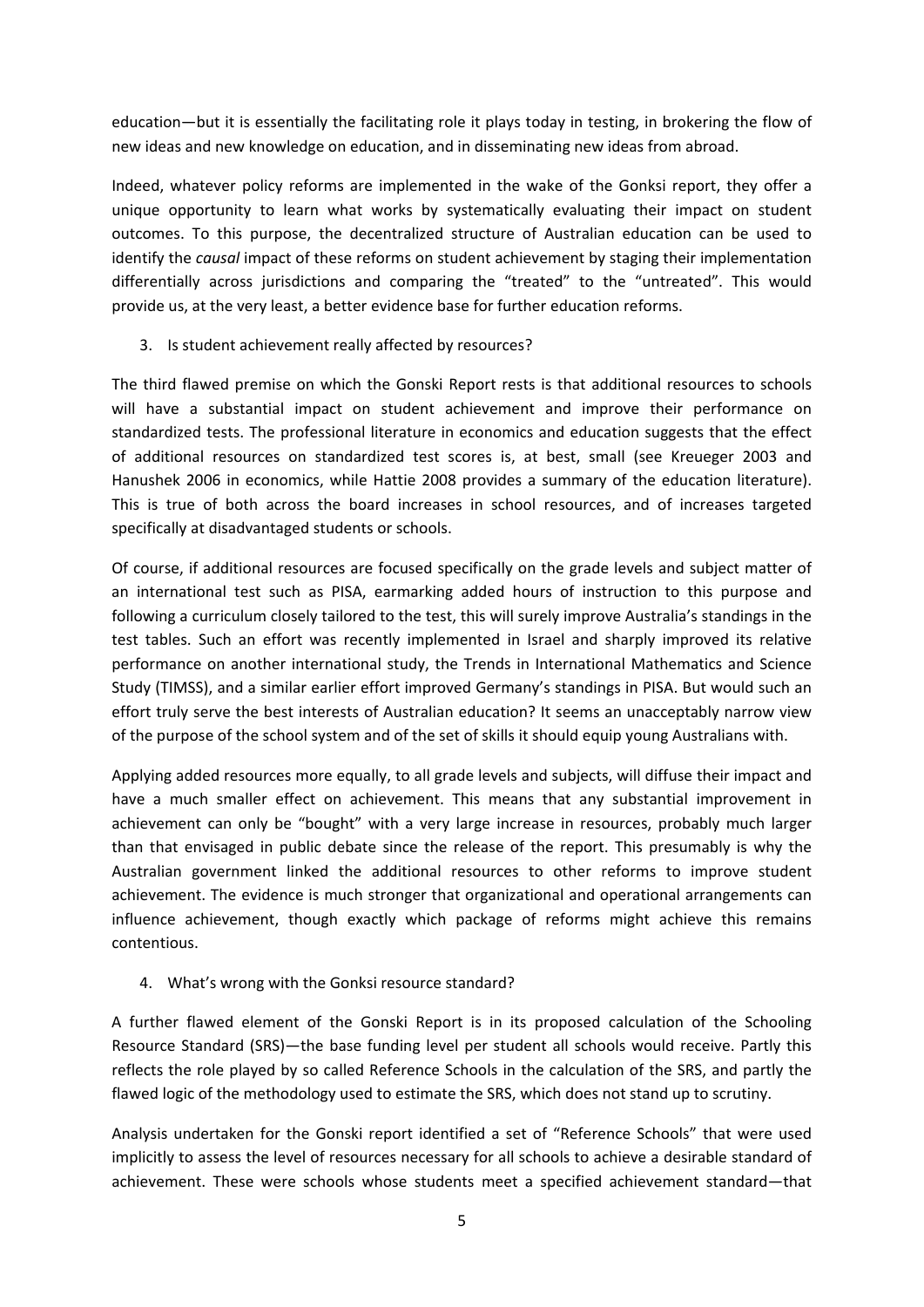education—but it is essentially the facilitating role it plays today in testing, in brokering the flow of new ideas and new knowledge on education, and in disseminating new ideas from abroad.

Indeed, whatever policy reforms are implemented in the wake of the Gonksi report, they offer a unique opportunity to learn what works by systematically evaluating their impact on student outcomes. To this purpose, the decentralized structure of Australian education can be used to identify the *causal* impact of these reforms on student achievement by staging their implementation differentially across jurisdictions and comparing the "treated" to the "untreated". This would provide us, at the very least, a better evidence base for further education reforms.

3. Is student achievement really affected by resources?

The third flawed premise on which the Gonski Report rests is that additional resources to schools will have a substantial impact on student achievement and improve their performance on standardized tests. The professional literature in economics and education suggests that the effect of additional resources on standardized test scores is, at best, small (see Kreueger 2003 and Hanushek 2006 in economics, while Hattie 2008 provides a summary of the education literature). This is true of both across the board increases in school resources, and of increases targeted specifically at disadvantaged students or schools.

Of course, if additional resources are focused specifically on the grade levels and subject matter of an international test such as PISA, earmarking added hours of instruction to this purpose and following a curriculum closely tailored to the test, this will surely improve Australia's standings in the test tables. Such an effort was recently implemented in Israel and sharply improved its relative performance on another international study, the Trends in International Mathematics and Science Study (TIMSS), and a similar earlier effort improved Germany's standings in PISA. But would such an effort truly serve the best interests of Australian education? It seems an unacceptably narrow view of the purpose of the school system and of the set of skills it should equip young Australians with.

Applying added resources more equally, to all grade levels and subjects, will diffuse their impact and have a much smaller effect on achievement. This means that any substantial improvement in achievement can only be "bought" with a very large increase in resources, probably much larger than that envisaged in public debate since the release of the report. This presumably is why the Australian government linked the additional resources to other reforms to improve student achievement. The evidence is much stronger that organizational and operational arrangements can influence achievement, though exactly which package of reforms might achieve this remains contentious.

4. What's wrong with the Gonksi resource standard?

A further flawed element of the Gonski Report is in its proposed calculation of the Schooling Resource Standard (SRS)—the base funding level per student all schools would receive. Partly this reflects the role played by so called Reference Schools in the calculation of the SRS, and partly the flawed logic of the methodology used to estimate the SRS, which does not stand up to scrutiny.

Analysis undertaken for the Gonski report identified a set of "Reference Schools" that were used implicitly to assess the level of resources necessary for all schools to achieve a desirable standard of achievement. These were schools whose students meet a specified achievement standard—that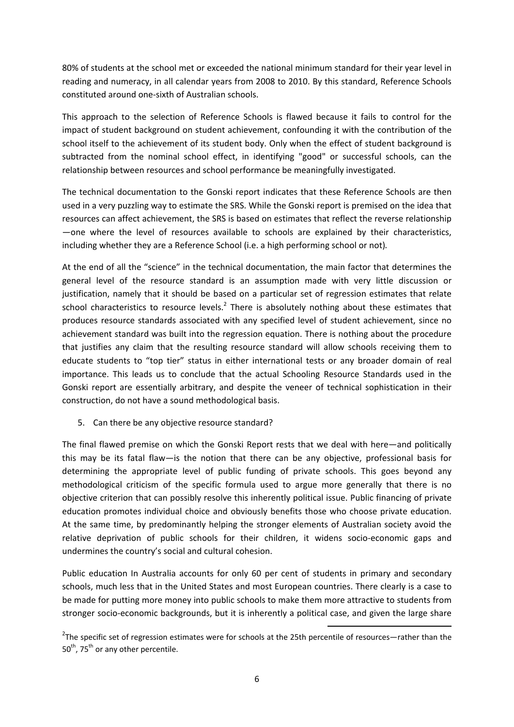80% of students at the school met or exceeded the national minimum standard for their year level in reading and numeracy, in all calendar years from 2008 to 2010. By this standard, Reference Schools constituted around one-sixth of Australian schools.

This approach to the selection of Reference Schools is flawed because it fails to control for the impact of student background on student achievement, confounding it with the contribution of the school itself to the achievement of its student body. Only when the effect of student background is subtracted from the nominal school effect, in identifying "good" or successful schools, can the relationship between resources and school performance be meaningfully investigated.

The technical documentation to the Gonski report indicates that these Reference Schools are then used in a very puzzling way to estimate the SRS. While the Gonski report is premised on the idea that resources can affect achievement, the SRS is based on estimates that reflect the reverse relationship —one where the level of resources available to schools are explained by their characteristics, including whether they are a Reference School (i.e. a high performing school or not).

At the end of all the "science" in the technical documentation, the main factor that determines the general level of the resource standard is an assumption made with very little discussion or justification, namely that it should be based on a particular set of regression estimates that relate school characteristics to resource levels.[2] There is absolutely nothing about these estimates that produces resource standards associated with any specified level of student achievement, since no achievement standard was built into the regression equation. There is nothing about the procedure that justifies any claim that the resulting resource standard will allow schools receiving them to educate students to "top tier" status in either international tests or any broader domain of real importance. This leads us to conclude that the actual Schooling Resource Standards used in the Gonski report are essentially arbitrary, and despite the veneer of technical sophistication in their construction, do not have a sound methodological basis.

5. Can there be any objective resource standard?

The final flawed premise on which the Gonski Report rests that we deal with here—and politically this may be its fatal flaw—is the notion that there can be any objective, professional basis for determining the appropriate level of public funding of private schools. This goes beyond any methodological criticism of the specific formula used to argue more generally that there is no objective criterion that can possibly resolve this inherently political issue. Public financing of private education promotes individual choice and obviously benefits those who choose private education. At the same time, by predominantly helping the stronger elements of Australian society avoid the relative deprivation of public schools for their children, it widens socio-economic gaps and undermines the country's social and cultural cohesion.

Public education In Australia accounts for only 60 per cent of students in primary and secondary schools, much less that in the United States and most European countries. There clearly is a case to be made for putting more money into public schools to make them more attractive to students from stronger socio-economic backgrounds, but it is inherently a political case, and given the large share

[2] The specific set of regression estimates were for schools at the 25th percentile of resources—rather than the 50th, 75th or any other percentile.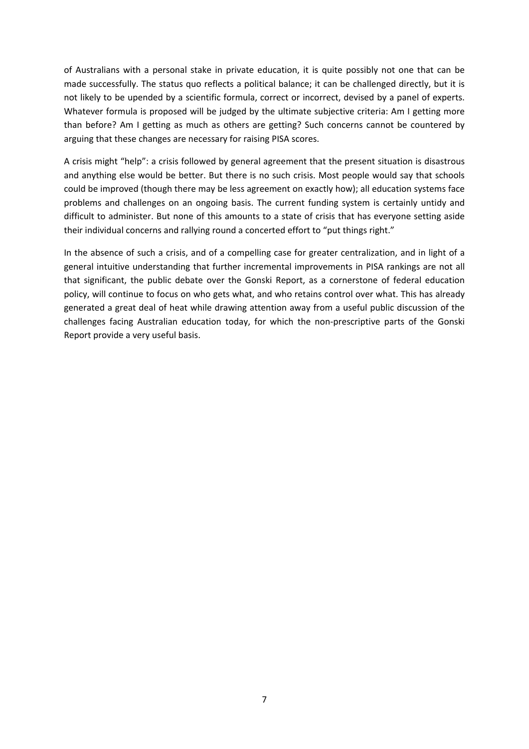of Australians with a personal stake in private education, it is quite possibly not one that can be made successfully. The status quo reflects a political balance; it can be challenged directly, but it is not likely to be upended by a scientific formula, correct or incorrect, devised by a panel of experts. Whatever formula is proposed will be judged by the ultimate subjective criteria: Am I getting more than before? Am I getting as much as others are getting? Such concerns cannot be countered by arguing that these changes are necessary for raising PISA scores.

A crisis might "help": a crisis followed by general agreement that the present situation is disastrous and anything else would be better. But there is no such crisis. Most people would say that schools could be improved (though there may be less agreement on exactly how); all education systems face problems and challenges on an ongoing basis. The current funding system is certainly untidy and difficult to administer. But none of this amounts to a state of crisis that has everyone setting aside their individual concerns and rallying round a concerted effort to "put things right."

In the absence of such a crisis, and of a compelling case for greater centralization, and in light of a general intuitive understanding that further incremental improvements in PISA rankings are not all that significant, the public debate over the Gonski Report, as a cornerstone of federal education policy, will continue to focus on who gets what, and who retains control over what. This has already generated a great deal of heat while drawing attention away from a useful public discussion of the challenges facing Australian education today, for which the non-prescriptive parts of the Gonski Report provide a very useful basis.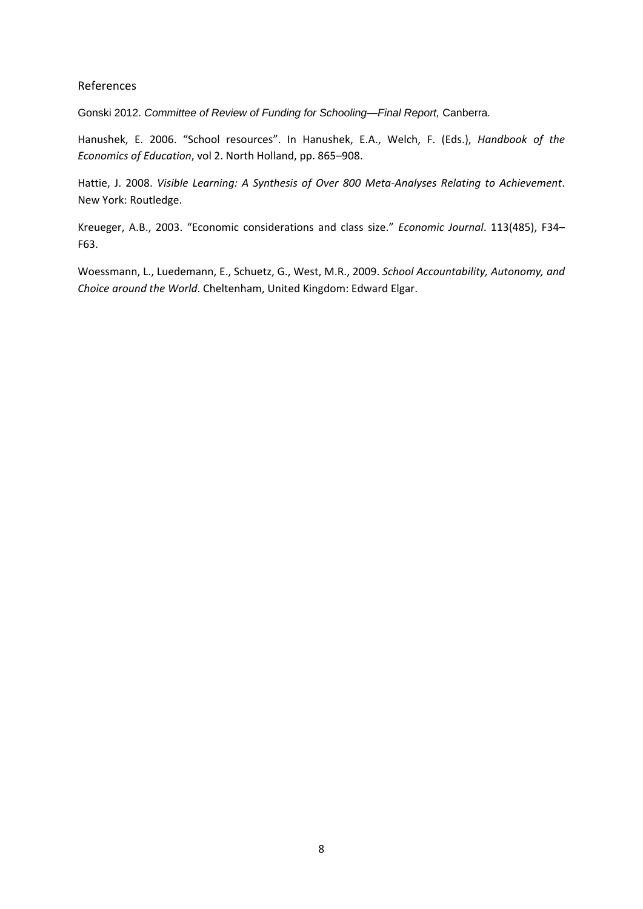## References

Gonski 2012. *Committee of Review of Funding for Schooling—Final Report,* Canberra*.*

Hanushek, E. 2006. "School resources". In Hanushek, E.A., Welch, F. (Eds.), *Handbook of the Economics of Education*, vol 2. North Holland, pp. 865–908.

Hattie, J. 2008. *Visible Learning: A Synthesis of Over 800 Meta-Analyses Relating to Achievement*. New York: Routledge.

Kreueger, A.B., 2003. "Economic considerations and class size." *Economic Journal*. 113(485), F34–F63.

Woessmann, L., Luedemann, E., Schuetz, G., West, M.R., 2009. *School Accountability, Autonomy, and Choice around the World*. Cheltenham, United Kingdom: Edward Elgar.